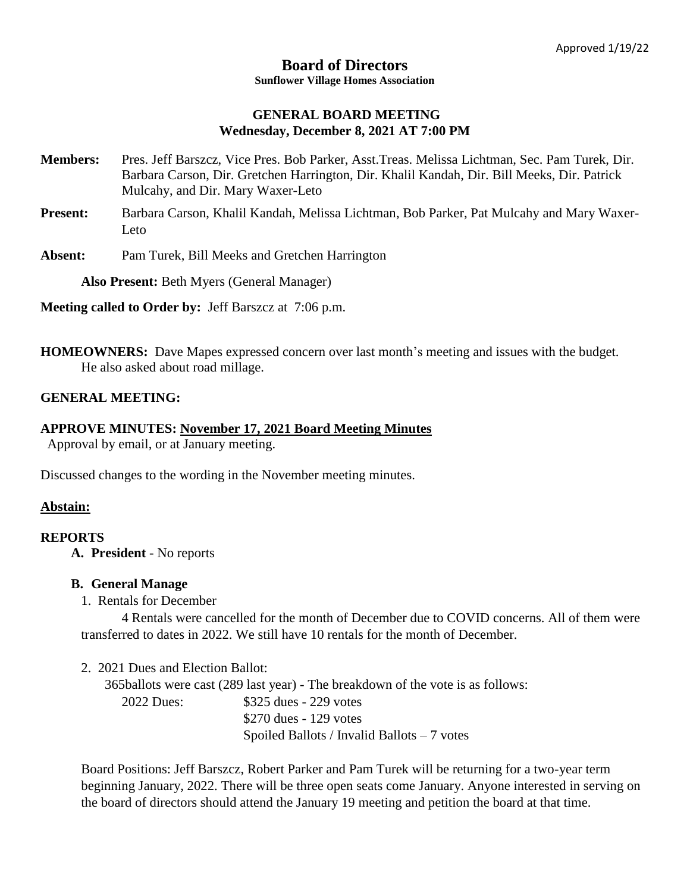Approved 1/19/22

# Board of Directors

**Sunflower Village Homes Association**

## GENERAL BOARD MEETING
## Wednesday, December 8, 2021 AT 7:00 PM

**Members:** Pres. Jeff Barszcz, Vice Pres. Bob Parker, Asst.Treas. Melissa Lichtman, Sec. Pam Turek, Dir. Barbara Carson, Dir. Gretchen Harrington, Dir. Khalil Kandah, Dir. Bill Meeks, Dir. Patrick Mulcahy, and Dir. Mary Waxer-Leto

**Present:** Barbara Carson, Khalil Kandah, Melissa Lichtman, Bob Parker, Pat Mulcahy and Mary Waxer-Leto

**Absent:** Pam Turek, Bill Meeks and Gretchen Harrington

**Also Present:** Beth Myers (General Manager)

**Meeting called to Order by:** Jeff Barszcz at 7:06 p.m.

**HOMEOWNERS:** Dave Mapes expressed concern over last month's meeting and issues with the budget. He also asked about road millage.

**GENERAL MEETING:**

**APPROVE MINUTES: <u>November 17, 2021 Board Meeting Minutes</u>**
Approval by email, or at January meeting.

Discussed changes to the wording in the November meeting minutes.

**<u>Abstain:</u>**

**REPORTS**

**A. President** - No reports

**B. General Manage**

1. Rentals for December

   4 Rentals were cancelled for the month of December due to COVID concerns. All of them were transferred to dates in 2022. We still have 10 rentals for the month of December.

2. 2021 Dues and Election Ballot:

   365ballots were cast (289 last year) - The breakdown of the vote is as follows:

   2022 Dues: $325 dues - 229 votes
   $270 dues - 129 votes
   Spoiled Ballots / Invalid Ballots – 7 votes

Board Positions: Jeff Barszcz, Robert Parker and Pam Turek will be returning for a two-year term beginning January, 2022. There will be three open seats come January. Anyone interested in serving on the board of directors should attend the January 19 meeting and petition the board at that time.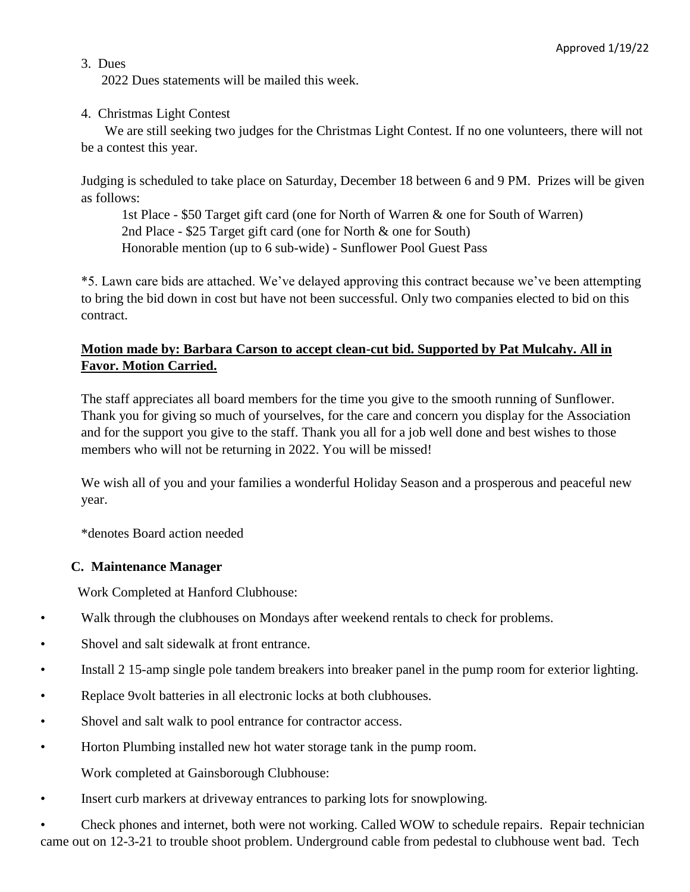Approved 1/19/22

3. Dues

   2022 Dues statements will be mailed this week.

4. Christmas Light Contest

   We are still seeking two judges for the Christmas Light Contest. If no one volunteers, there will not be a contest this year.

   Judging is scheduled to take place on Saturday, December 18 between 6 and 9 PM. Prizes will be given as follows:

   1st Place - $50 Target gift card (one for North of Warren & one for South of Warren)
   2nd Place - $25 Target gift card (one for North & one for South)
   Honorable mention (up to 6 sub-wide) - Sunflower Pool Guest Pass

*5. Lawn care bids are attached. We've delayed approving this contract because we've been attempting to bring the bid down in cost but have not been successful. Only two companies elected to bid on this contract.

**Motion made by: Barbara Carson to accept clean-cut bid. Supported by Pat Mulcahy. All in Favor. Motion Carried.**

The staff appreciates all board members for the time you give to the smooth running of Sunflower. Thank you for giving so much of yourselves, for the care and concern you display for the Association and for the support you give to the staff. Thank you all for a job well done and best wishes to those members who will not be returning in 2022. You will be missed!

We wish all of you and your families a wonderful Holiday Season and a prosperous and peaceful new year.

*denotes Board action needed

### C. Maintenance Manager

Work Completed at Hanford Clubhouse:

- Walk through the clubhouses on Mondays after weekend rentals to check for problems.
- Shovel and salt sidewalk at front entrance.
- Install 2 15-amp single pole tandem breakers into breaker panel in the pump room for exterior lighting.
- Replace 9volt batteries in all electronic locks at both clubhouses.
- Shovel and salt walk to pool entrance for contractor access.
- Horton Plumbing installed new hot water storage tank in the pump room.

Work completed at Gainsborough Clubhouse:

- Insert curb markers at driveway entrances to parking lots for snowplowing.
- Check phones and internet, both were not working. Called WOW to schedule repairs. Repair technician came out on 12-3-21 to trouble shoot problem. Underground cable from pedestal to clubhouse went bad. Tech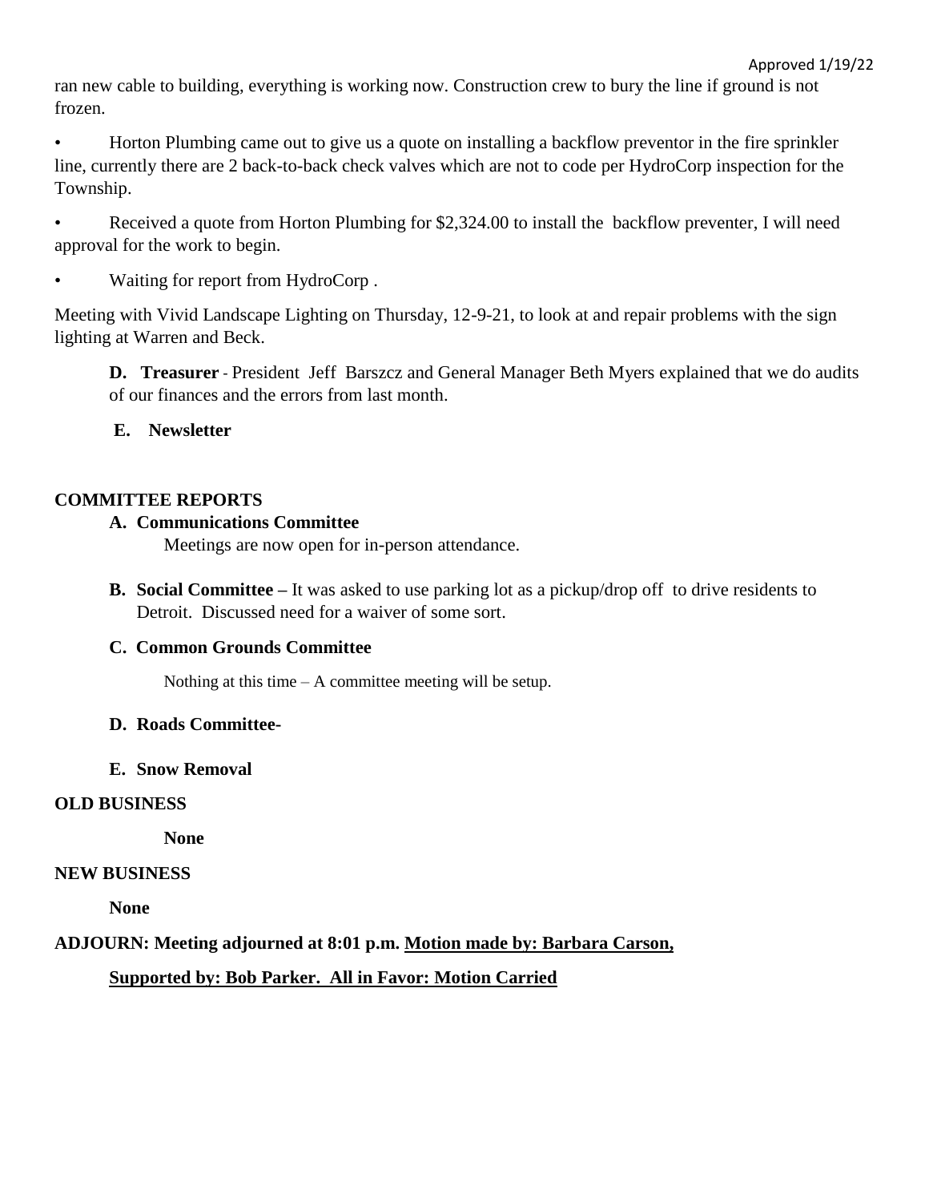Approved 1/19/22

ran new cable to building, everything is working now. Construction crew to bury the line if ground is not frozen.

- Horton Plumbing came out to give us a quote on installing a backflow preventor in the fire sprinkler line, currently there are 2 back-to-back check valves which are not to code per HydroCorp inspection for the Township.
- Received a quote from Horton Plumbing for $2,324.00 to install the backflow preventer, I will need approval for the work to begin.
- Waiting for report from HydroCorp .

Meeting with Vivid Landscape Lighting on Thursday, 12-9-21, to look at and repair problems with the sign lighting at Warren and Beck.

**D. Treasurer** - President Jeff Barszcz and General Manager Beth Myers explained that we do audits of our finances and the errors from last month.

**E. Newsletter**

## COMMITTEE REPORTS

**A. Communications Committee**

Meetings are now open for in-person attendance.

**B. Social Committee –** It was asked to use parking lot as a pickup/drop off to drive residents to Detroit. Discussed need for a waiver of some sort.

**C. Common Grounds Committee**

Nothing at this time – A committee meeting will be setup.

**D. Roads Committee-**

**E. Snow Removal**

## OLD BUSINESS

**None**

## NEW BUSINESS

**None**

**ADJOURN: Meeting adjourned at 8:01 p.m. Motion made by: Barbara Carson,**

**Supported by: Bob Parker. All in Favor: Motion Carried**